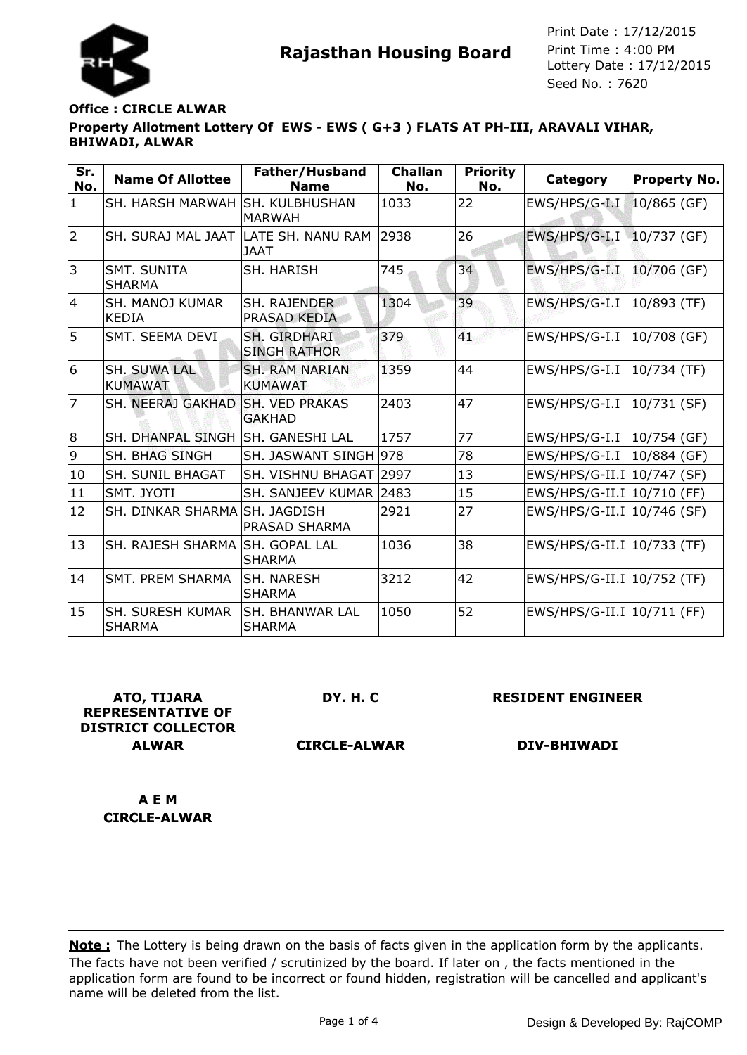**Rajasthan Housing Board**

Print Date : 17/12/2015
Print Time : 4:00 PM
Lottery Date : 17/12/2015
Seed No. : 7620

**Office : CIRCLE ALWAR**

**Property Allotment Lottery Of EWS - EWS ( G+3 ) FLATS AT PH-III, ARAVALI VIHAR, BHIWADI, ALWAR**

| Sr. No. | Name Of Allottee | Father/Husband Name | Challan No. | Priority No. | Category | Property No. |
|---|---|---|---|---|---|---|
| 1 | SH. HARSH MARWAH | SH. KULBHUSHAN MARWAH | 1033 | 22 | EWS/HPS/G-I.I | 10/865 (GF) |
| 2 | SH. SURAJ MAL JAAT | LATE SH. NANU RAM JAAT | 2938 | 26 | EWS/HPS/G-I.I | 10/737 (GF) |
| 3 | SMT. SUNITA SHARMA | SH. HARISH | 745 | 34 | EWS/HPS/G-I.I | 10/706 (GF) |
| 4 | SH. MANOJ KUMAR KEDIA | SH. RAJENDER PRASAD KEDIA | 1304 | 39 | EWS/HPS/G-I.I | 10/893 (TF) |
| 5 | SMT. SEEMA DEVI | SH. GIRDHARI SINGH RATHOR | 379 | 41 | EWS/HPS/G-I.I | 10/708 (GF) |
| 6 | SH. SUWA LAL KUMAWAT | SH. RAM NARIAN KUMAWAT | 1359 | 44 | EWS/HPS/G-I.I | 10/734 (TF) |
| 7 | SH. NEERAJ GAKHAD | SH. VED PRAKAS GAKHAD | 2403 | 47 | EWS/HPS/G-I.I | 10/731 (SF) |
| 8 | SH. DHANPAL SINGH | SH. GANESHI LAL | 1757 | 77 | EWS/HPS/G-I.I | 10/754 (GF) |
| 9 | SH. BHAG SINGH | SH. JASWANT SINGH | 978 | 78 | EWS/HPS/G-I.I | 10/884 (GF) |
| 10 | SH. SUNIL BHAGAT | SH. VISHNU BHAGAT | 2997 | 13 | EWS/HPS/G-II.I | 10/747 (SF) |
| 11 | SMT. JYOTI | SH. SANJEEV KUMAR | 2483 | 15 | EWS/HPS/G-II.I | 10/710 (FF) |
| 12 | SH. DINKAR SHARMA | SH. JAGDISH PRASAD SHARMA | 2921 | 27 | EWS/HPS/G-II.I | 10/746 (SF) |
| 13 | SH. RAJESH SHARMA | SH. GOPAL LAL SHARMA | 1036 | 38 | EWS/HPS/G-II.I | 10/733 (TF) |
| 14 | SMT. PREM SHARMA | SH. NARESH SHARMA | 3212 | 42 | EWS/HPS/G-II.I | 10/752 (TF) |
| 15 | SH. SURESH KUMAR SHARMA | SH. BHANWAR LAL SHARMA | 1050 | 52 | EWS/HPS/G-II.I | 10/711 (FF) |

**ATO, TIJARA REPRESENTATIVE OF DISTRICT COLLECTOR ALWAR**

**DY. H. C CIRCLE-ALWAR**

**RESIDENT ENGINEER DIV-BHIWADI**

**A E M CIRCLE-ALWAR**

**Note :** The Lottery is being drawn on the basis of facts given in the application form by the applicants. The facts have not been verified / scrutinized by the board. If later on , the facts mentioned in the application form are found to be incorrect or found hidden, registration will be cancelled and applicant's name will be deleted from the list.

Design & Developed By: RajCOMP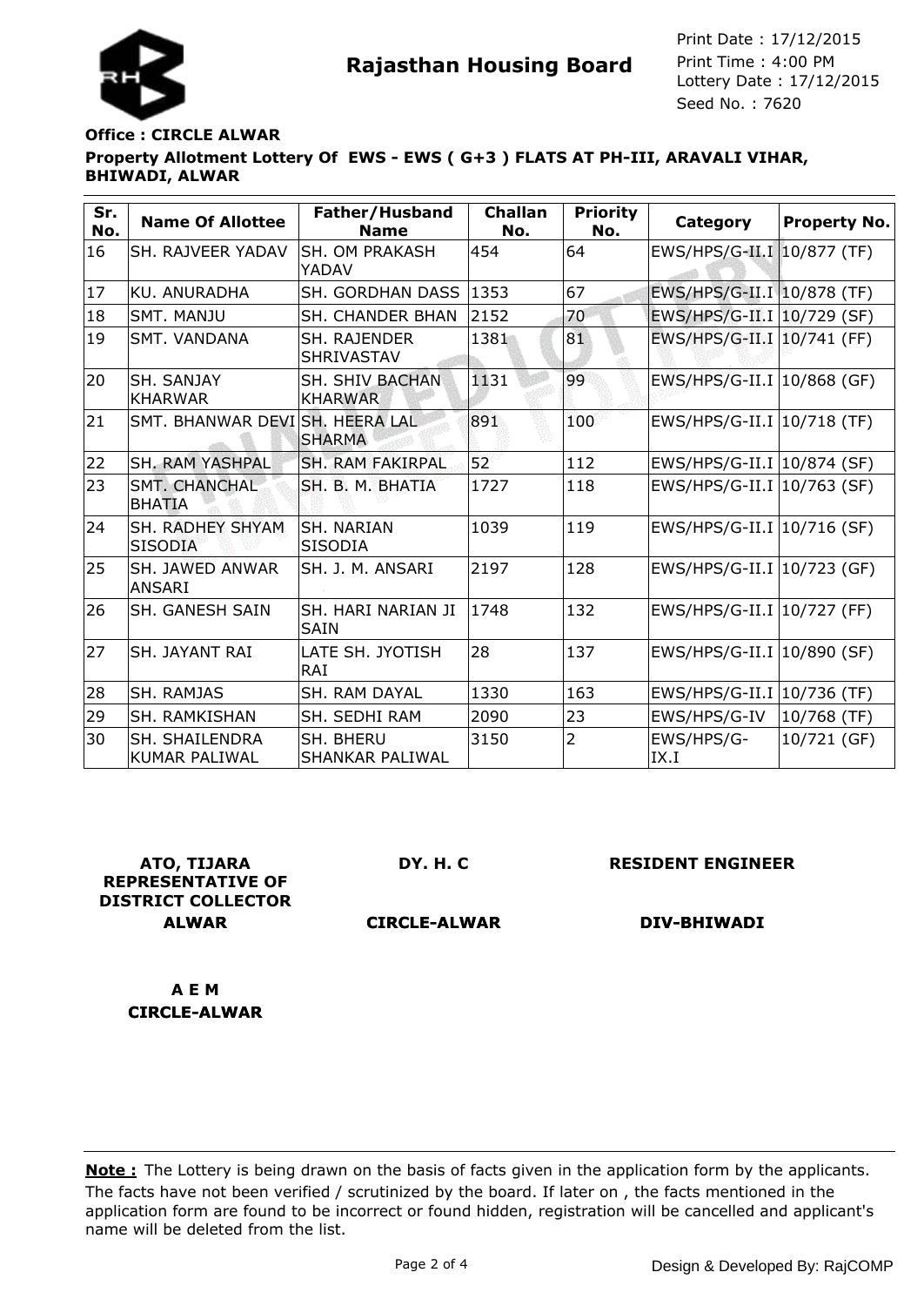**Rajasthan Housing Board**

Print Date : 17/12/2015
Print Time : 4:00 PM
Lottery Date : 17/12/2015
Seed No. : 7620

**Office : CIRCLE ALWAR**

**Property Allotment Lottery Of EWS - EWS ( G+3 ) FLATS AT PH-III, ARAVALI VIHAR, BHIWADI, ALWAR**

| Sr. No. | Name Of Allottee | Father/Husband Name | Challan No. | Priority No. | Category | Property No. |
|---|---|---|---|---|---|---|
| 16 | SH. RAJVEER YADAV | SH. OM PRAKASH YADAV | 454 | 64 | EWS/HPS/G-II.I | 10/877 (TF) |
| 17 | KU. ANURADHA | SH. GORDHAN DASS | 1353 | 67 | EWS/HPS/G-II.I | 10/878 (TF) |
| 18 | SMT. MANJU | SH. CHANDER BHAN | 2152 | 70 | EWS/HPS/G-II.I | 10/729 (SF) |
| 19 | SMT. VANDANA | SH. RAJENDER SHRIVASTAV | 1381 | 81 | EWS/HPS/G-II.I | 10/741 (FF) |
| 20 | SH. SANJAY KHARWAR | SH. SHIV BACHAN KHARWAR | 1131 | 99 | EWS/HPS/G-II.I | 10/868 (GF) |
| 21 | SMT. BHANWAR DEVI | SH. HEERA LAL SHARMA | 891 | 100 | EWS/HPS/G-II.I | 10/718 (TF) |
| 22 | SH. RAM YASHPAL | SH. RAM FAKIRPAL | 52 | 112 | EWS/HPS/G-II.I | 10/874 (SF) |
| 23 | SMT. CHANCHAL BHATIA | SH. B. M. BHATIA | 1727 | 118 | EWS/HPS/G-II.I | 10/763 (SF) |
| 24 | SH. RADHEY SHYAM SISODIA | SH. NARIAN SISODIA | 1039 | 119 | EWS/HPS/G-II.I | 10/716 (SF) |
| 25 | SH. JAWED ANWAR ANSARI | SH. J. M. ANSARI | 2197 | 128 | EWS/HPS/G-II.I | 10/723 (GF) |
| 26 | SH. GANESH SAIN | SH. HARI NARIAN JI SAIN | 1748 | 132 | EWS/HPS/G-II.I | 10/727 (FF) |
| 27 | SH. JAYANT RAI | LATE SH. JYOTISH RAI | 28 | 137 | EWS/HPS/G-II.I | 10/890 (SF) |
| 28 | SH. RAMJAS | SH. RAM DAYAL | 1330 | 163 | EWS/HPS/G-II.I | 10/736 (TF) |
| 29 | SH. RAMKISHAN | SH. SEDHI RAM | 2090 | 23 | EWS/HPS/G-IV | 10/768 (TF) |
| 30 | SH. SHAILENDRA KUMAR PALIWAL | SH. BHERU SHANKAR PALIWAL | 3150 | 2 | EWS/HPS/G-IX.I | 10/721 (GF) |

**ATO, TIJARA REPRESENTATIVE OF DISTRICT COLLECTOR ALWAR**

**DY. H. C CIRCLE-ALWAR**

**RESIDENT ENGINEER DIV-BHIWADI**

**A E M CIRCLE-ALWAR**

**Note :** The Lottery is being drawn on the basis of facts given in the application form by the applicants. The facts have not been verified / scrutinized by the board. If later on , the facts mentioned in the application form are found to be incorrect or found hidden, registration will be cancelled and applicant's name will be deleted from the list.

Design & Developed By: RajCOMP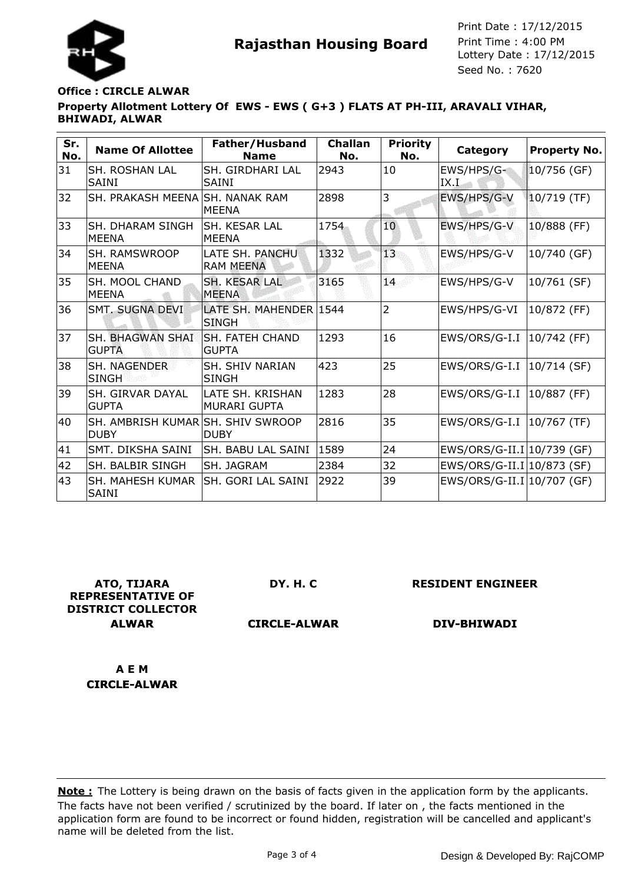**Rajasthan Housing Board**

Print Date : 17/12/2015
Print Time : 4:00 PM
Lottery Date : 17/12/2015
Seed No. : 7620

**Office : CIRCLE ALWAR**

**Property Allotment Lottery Of EWS - EWS ( G+3 ) FLATS AT PH-III, ARAVALI VIHAR, BHIWADI, ALWAR**

| Sr. No. | Name Of Allottee | Father/Husband Name | Challan No. | Priority No. | Category | Property No. |
|---|---|---|---|---|---|---|
| 31 | SH. ROSHAN LAL SAINI | SH. GIRDHARI LAL SAINI | 2943 | 10 | EWS/HPS/G-IX.I | 10/756 (GF) |
| 32 | SH. PRAKASH MEENA | SH. NANAK RAM MEENA | 2898 | 3 | EWS/HPS/G-V | 10/719 (TF) |
| 33 | SH. DHARAM SINGH MEENA | SH. KESAR LAL MEENA | 1754 | 10 | EWS/HPS/G-V | 10/888 (FF) |
| 34 | SH. RAMSWROOP MEENA | LATE SH. PANCHU RAM MEENA | 1332 | 13 | EWS/HPS/G-V | 10/740 (GF) |
| 35 | SH. MOOL CHAND MEENA | SH. KESAR LAL MEENA | 3165 | 14 | EWS/HPS/G-V | 10/761 (SF) |
| 36 | SMT. SUGNA DEVI | LATE SH. MAHENDER SINGH | 1544 | 2 | EWS/HPS/G-VI | 10/872 (FF) |
| 37 | SH. BHAGWAN SHAI GUPTA | SH. FATEH CHAND GUPTA | 1293 | 16 | EWS/ORS/G-I.I | 10/742 (FF) |
| 38 | SH. NAGENDER SINGH | SH. SHIV NARIAN SINGH | 423 | 25 | EWS/ORS/G-I.I | 10/714 (SF) |
| 39 | SH. GIRVAR DAYAL GUPTA | LATE SH. KRISHAN MURARI GUPTA | 1283 | 28 | EWS/ORS/G-I.I | 10/887 (FF) |
| 40 | SH. AMBRISH KUMAR DUBY | SH. SHIV SWROOP DUBY | 2816 | 35 | EWS/ORS/G-I.I | 10/767 (TF) |
| 41 | SMT. DIKSHA SAINI | SH. BABU LAL SAINI | 1589 | 24 | EWS/ORS/G-II.I | 10/739 (GF) |
| 42 | SH. BALBIR SINGH | SH. JAGRAM | 2384 | 32 | EWS/ORS/G-II.I | 10/873 (SF) |
| 43 | SH. MAHESH KUMAR SAINI | SH. GORI LAL SAINI | 2922 | 39 | EWS/ORS/G-II.I | 10/707 (GF) |

**ATO, TIJARA REPRESENTATIVE OF DISTRICT COLLECTOR ALWAR**

**DY. H. C CIRCLE-ALWAR**

**RESIDENT ENGINEER DIV-BHIWADI**

**A E M CIRCLE-ALWAR**

**Note :** The Lottery is being drawn on the basis of facts given in the application form by the applicants. The facts have not been verified / scrutinized by the board. If later on , the facts mentioned in the application form are found to be incorrect or found hidden, registration will be cancelled and applicant's name will be deleted from the list.

Design & Developed By: RajCOMP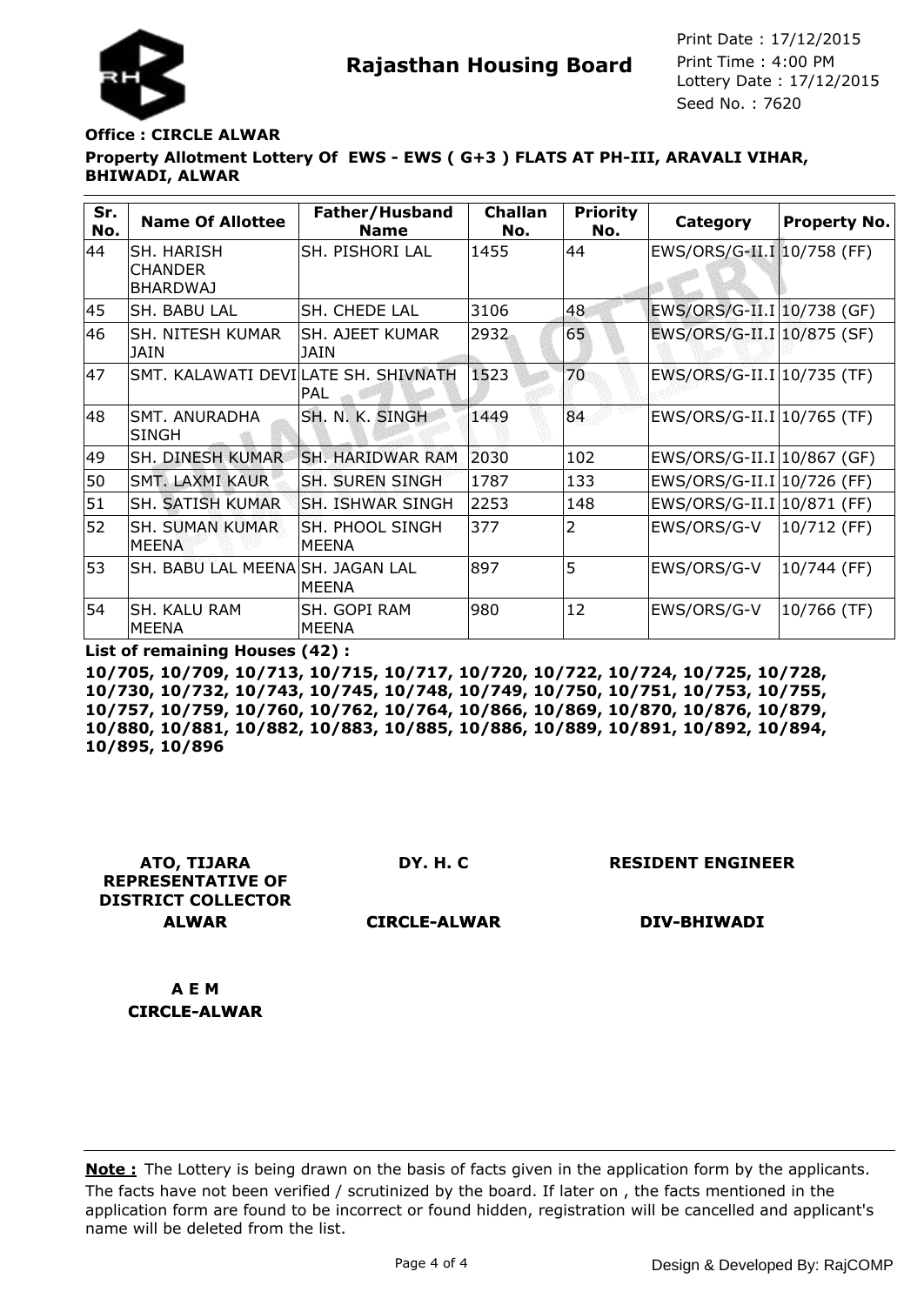**Rajasthan Housing Board**

Print Date : 17/12/2015
Print Time : 4:00 PM
Lottery Date : 17/12/2015
Seed No. : 7620

**Office : CIRCLE ALWAR**

**Property Allotment Lottery Of EWS - EWS ( G+3 ) FLATS AT PH-III, ARAVALI VIHAR, BHIWADI, ALWAR**

| Sr. No. | Name Of Allottee | Father/Husband Name | Challan No. | Priority No. | Category | Property No. |
|---|---|---|---|---|---|---|
| 44 | SH. HARISH CHANDER BHARDWAJ | SH. PISHORI LAL | 1455 | 44 | EWS/ORS/G-II.I | 10/758 (FF) |
| 45 | SH. BABU LAL | SH. CHEDE LAL | 3106 | 48 | EWS/ORS/G-II.I | 10/738 (GF) |
| 46 | SH. NITESH KUMAR JAIN | SH. AJEET KUMAR JAIN | 2932 | 65 | EWS/ORS/G-II.I | 10/875 (SF) |
| 47 | SMT. KALAWATI DEVI | LATE SH. SHIVNATH PAL | 1523 | 70 | EWS/ORS/G-II.I | 10/735 (TF) |
| 48 | SMT. ANURADHA SINGH | SH. N. K. SINGH | 1449 | 84 | EWS/ORS/G-II.I | 10/765 (TF) |
| 49 | SH. DINESH KUMAR | SH. HARIDWAR RAM | 2030 | 102 | EWS/ORS/G-II.I | 10/867 (GF) |
| 50 | SMT. LAXMI KAUR | SH. SUREN SINGH | 1787 | 133 | EWS/ORS/G-II.I | 10/726 (FF) |
| 51 | SH. SATISH KUMAR | SH. ISHWAR SINGH | 2253 | 148 | EWS/ORS/G-II.I | 10/871 (FF) |
| 52 | SH. SUMAN KUMAR MEENA | SH. PHOOL SINGH MEENA | 377 | 2 | EWS/ORS/G-V | 10/712 (FF) |
| 53 | SH. BABU LAL MEENA | SH. JAGAN LAL MEENA | 897 | 5 | EWS/ORS/G-V | 10/744 (FF) |
| 54 | SH. KALU RAM MEENA | SH. GOPI RAM MEENA | 980 | 12 | EWS/ORS/G-V | 10/766 (TF) |

**List of remaining Houses (42) :**

**10/705, 10/709, 10/713, 10/715, 10/717, 10/720, 10/722, 10/724, 10/725, 10/728, 10/730, 10/732, 10/743, 10/745, 10/748, 10/749, 10/750, 10/751, 10/753, 10/755, 10/757, 10/759, 10/760, 10/762, 10/764, 10/866, 10/869, 10/870, 10/876, 10/879, 10/880, 10/881, 10/882, 10/883, 10/885, 10/886, 10/889, 10/891, 10/892, 10/894, 10/895, 10/896**

**ATO, TIJARA REPRESENTATIVE OF DISTRICT COLLECTOR ALWAR**

**DY. H. C CIRCLE-ALWAR**

**RESIDENT ENGINEER DIV-BHIWADI**

**A E M CIRCLE-ALWAR**

**Note :** The Lottery is being drawn on the basis of facts given in the application form by the applicants. The facts have not been verified / scrutinized by the board. If later on , the facts mentioned in the application form are found to be incorrect or found hidden, registration will be cancelled and applicant's name will be deleted from the list.

Design & Developed By: RajCOMP